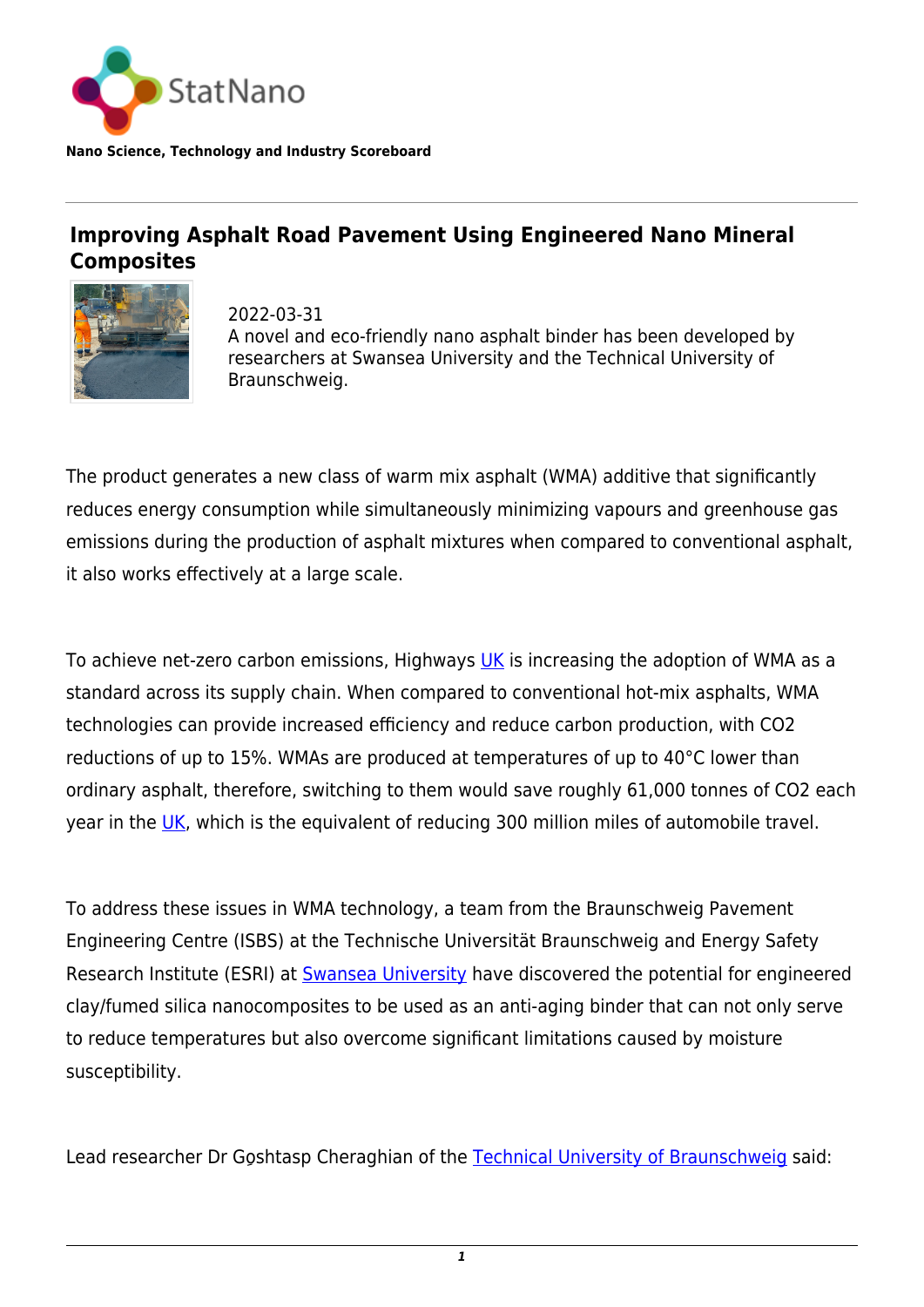StatNano

**Nano Science, Technology and Industry Scoreboard**

---

## Improving Asphalt Road Pavement Using Engineered Nano Mineral Composites

2022-03-31
A novel and eco-friendly nano asphalt binder has been developed by researchers at Swansea University and the Technical University of Braunschweig.

The product generates a new class of warm mix asphalt (WMA) additive that significantly reduces energy consumption while simultaneously minimizing vapours and greenhouse gas emissions during the production of asphalt mixtures when compared to conventional asphalt, it also works effectively at a large scale.

To achieve net-zero carbon emissions, Highways UK is increasing the adoption of WMA as a standard across its supply chain. When compared to conventional hot-mix asphalts, WMA technologies can provide increased efficiency and reduce carbon production, with $CO_2$ reductions of up to 15%. WMAs are produced at temperatures of up to 40°C lower than ordinary asphalt, therefore, switching to them would save roughly 61,000 tonnes of $CO_2$ each year in the UK, which is the equivalent of reducing 300 million miles of automobile travel.

To address these issues in WMA technology, a team from the Braunschweig Pavement Engineering Centre (ISBS) at the Technische Universität Braunschweig and Energy Safety Research Institute (ESRI) at Swansea University have discovered the potential for engineered clay/fumed silica nanocomposites to be used as an anti-aging binder that can not only serve to reduce temperatures but also overcome significant limitations caused by moisture susceptibility.

Lead researcher Dr Goshtasp Cheraghian of the Technical University of Braunschweig said: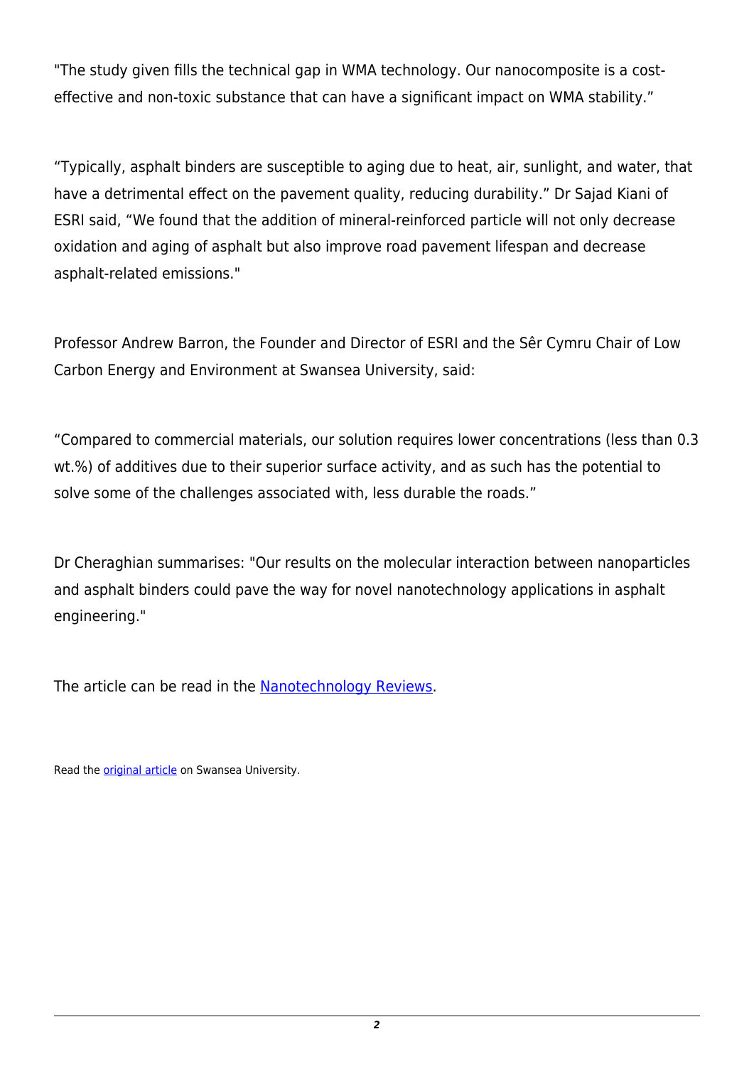"The study given fills the technical gap in WMA technology. Our nanocomposite is a cost-effective and non-toxic substance that can have a significant impact on WMA stability."

"Typically, asphalt binders are susceptible to aging due to heat, air, sunlight, and water, that have a detrimental effect on the pavement quality, reducing durability." Dr Sajad Kiani of ESRI said, "We found that the addition of mineral-reinforced particle will not only decrease oxidation and aging of asphalt but also improve road pavement lifespan and decrease asphalt-related emissions."

Professor Andrew Barron, the Founder and Director of ESRI and the Sêr Cymru Chair of Low Carbon Energy and Environment at Swansea University, said:

"Compared to commercial materials, our solution requires lower concentrations (less than 0.3 wt.%) of additives due to their superior surface activity, and as such has the potential to solve some of the challenges associated with, less durable the roads."

Dr Cheraghian summarises: "Our results on the molecular interaction between nanoparticles and asphalt binders could pave the way for novel nanotechnology applications in asphalt engineering."

The article can be read in the Nanotechnology Reviews.

Read the original article on Swansea University.